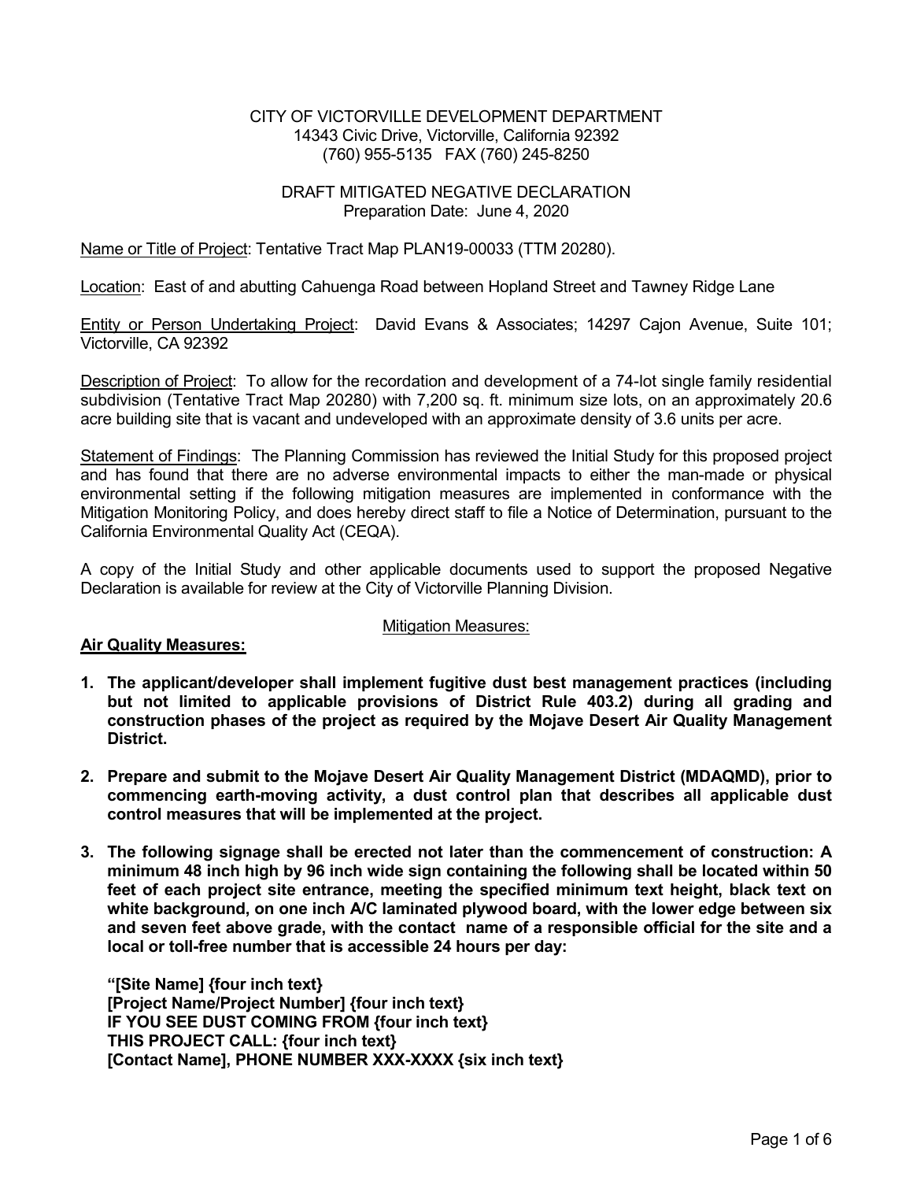CITY OF VICTORVILLE DEVELOPMENT DEPARTMENT
14343 Civic Drive, Victorville, California 92392
(760) 955-5135 FAX (760) 245-8250

DRAFT MITIGATED NEGATIVE DECLARATION
Preparation Date: June 4, 2020

Name or Title of Project: Tentative Tract Map PLAN19-00033 (TTM 20280).

Location: East of and abutting Cahuenga Road between Hopland Street and Tawney Ridge Lane

Entity or Person Undertaking Project: David Evans & Associates; 14297 Cajon Avenue, Suite 101; Victorville, CA 92392

Description of Project: To allow for the recordation and development of a 74-lot single family residential subdivision (Tentative Tract Map 20280) with 7,200 sq. ft. minimum size lots, on an approximately 20.6 acre building site that is vacant and undeveloped with an approximate density of 3.6 units per acre.

Statement of Findings: The Planning Commission has reviewed the Initial Study for this proposed project and has found that there are no adverse environmental impacts to either the man-made or physical environmental setting if the following mitigation measures are implemented in conformance with the Mitigation Monitoring Policy, and does hereby direct staff to file a Notice of Determination, pursuant to the California Environmental Quality Act (CEQA).

A copy of the Initial Study and other applicable documents used to support the proposed Negative Declaration is available for review at the City of Victorville Planning Division.

Mitigation Measures:

**Air Quality Measures:**

1. **The applicant/developer shall implement fugitive dust best management practices (including but not limited to applicable provisions of District Rule 403.2) during all grading and construction phases of the project as required by the Mojave Desert Air Quality Management District.**

2. **Prepare and submit to the Mojave Desert Air Quality Management District (MDAQMD), prior to commencing earth-moving activity, a dust control plan that describes all applicable dust control measures that will be implemented at the project.**

3. **The following signage shall be erected not later than the commencement of construction: A minimum 48 inch high by 96 inch wide sign containing the following shall be located within 50 feet of each project site entrance, meeting the specified minimum text height, black text on white background, on one inch A/C laminated plywood board, with the lower edge between six and seven feet above grade, with the contact name of a responsible official for the site and a local or toll-free number that is accessible 24 hours per day:**

   **"[Site Name] {four inch text}**
   **[Project Name/Project Number] {four inch text}**
   **IF YOU SEE DUST COMING FROM {four inch text}**
   **THIS PROJECT CALL: {four inch text}**
   **[Contact Name], PHONE NUMBER XXX-XXXX {six inch text}**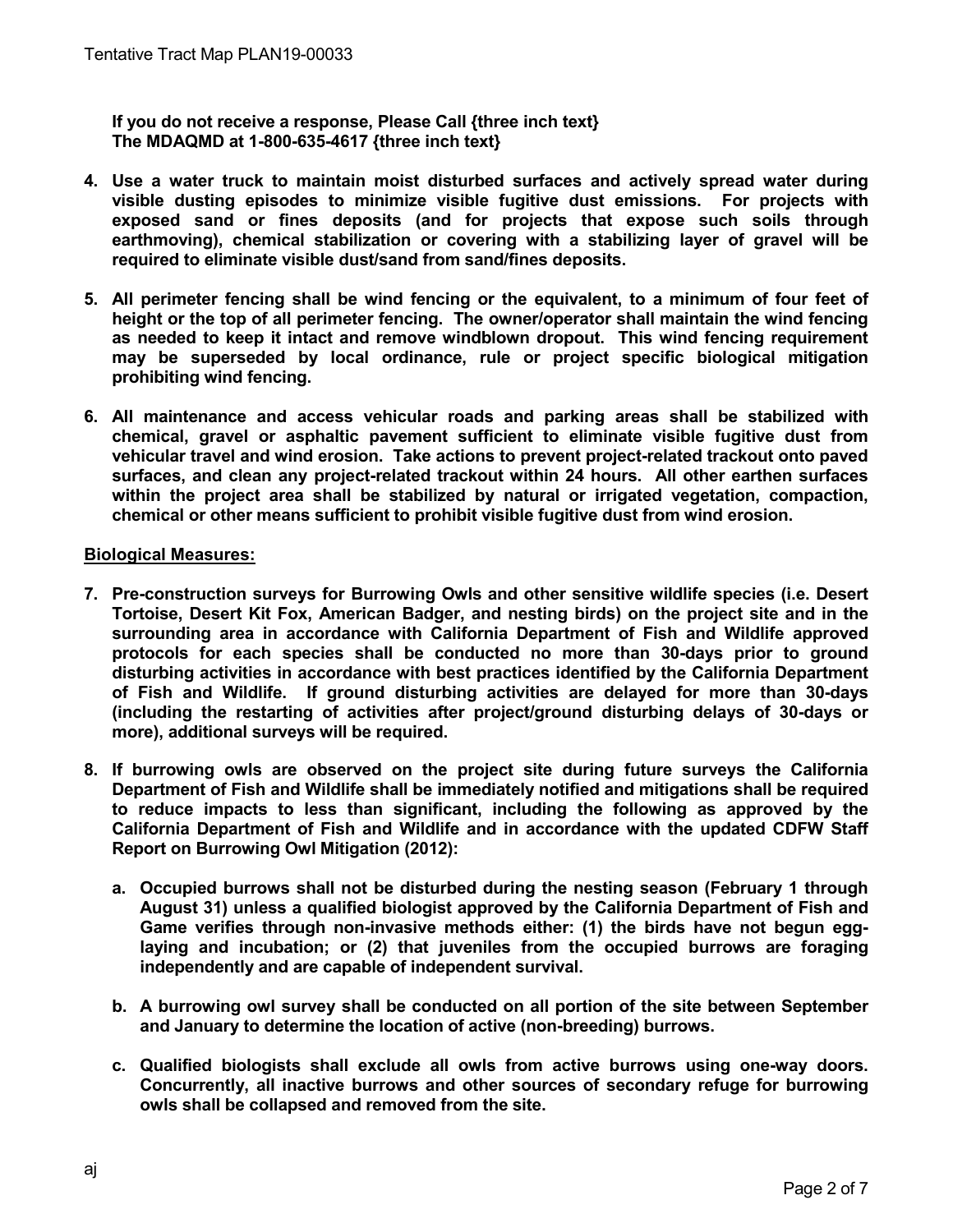**If you do not receive a response, Please Call {three inch text}**
**The MDAQMD at 1-800-635-4617 {three inch text}**

4. **Use a water truck to maintain moist disturbed surfaces and actively spread water during visible dusting episodes to minimize visible fugitive dust emissions. For projects with exposed sand or fines deposits (and for projects that expose such soils through earthmoving), chemical stabilization or covering with a stabilizing layer of gravel will be required to eliminate visible dust/sand from sand/fines deposits.**

5. **All perimeter fencing shall be wind fencing or the equivalent, to a minimum of four feet of height or the top of all perimeter fencing. The owner/operator shall maintain the wind fencing as needed to keep it intact and remove windblown dropout. This wind fencing requirement may be superseded by local ordinance, rule or project specific biological mitigation prohibiting wind fencing.**

6. **All maintenance and access vehicular roads and parking areas shall be stabilized with chemical, gravel or asphaltic pavement sufficient to eliminate visible fugitive dust from vehicular travel and wind erosion. Take actions to prevent project-related trackout onto paved surfaces, and clean any project-related trackout within 24 hours. All other earthen surfaces within the project area shall be stabilized by natural or irrigated vegetation, compaction, chemical or other means sufficient to prohibit visible fugitive dust from wind erosion.**

**Biological Measures:**

7. **Pre-construction surveys for Burrowing Owls and other sensitive wildlife species (i.e. Desert Tortoise, Desert Kit Fox, American Badger, and nesting birds) on the project site and in the surrounding area in accordance with California Department of Fish and Wildlife approved protocols for each species shall be conducted no more than 30-days prior to ground disturbing activities in accordance with best practices identified by the California Department of Fish and Wildlife. If ground disturbing activities are delayed for more than 30-days (including the restarting of activities after project/ground disturbing delays of 30-days or more), additional surveys will be required.**

8. **If burrowing owls are observed on the project site during future surveys the California Department of Fish and Wildlife shall be immediately notified and mitigations shall be required to reduce impacts to less than significant, including the following as approved by the California Department of Fish and Wildlife and in accordance with the updated CDFW Staff Report on Burrowing Owl Mitigation (2012):**

   a. **Occupied burrows shall not be disturbed during the nesting season (February 1 through August 31) unless a qualified biologist approved by the California Department of Fish and Game verifies through non-invasive methods either: (1) the birds have not begun egg-laying and incubation; or (2) that juveniles from the occupied burrows are foraging independently and are capable of independent survival.**

   b. **A burrowing owl survey shall be conducted on all portion of the site between September and January to determine the location of active (non-breeding) burrows.**

   c. **Qualified biologists shall exclude all owls from active burrows using one-way doors. Concurrently, all inactive burrows and other sources of secondary refuge for burrowing owls shall be collapsed and removed from the site.**

aj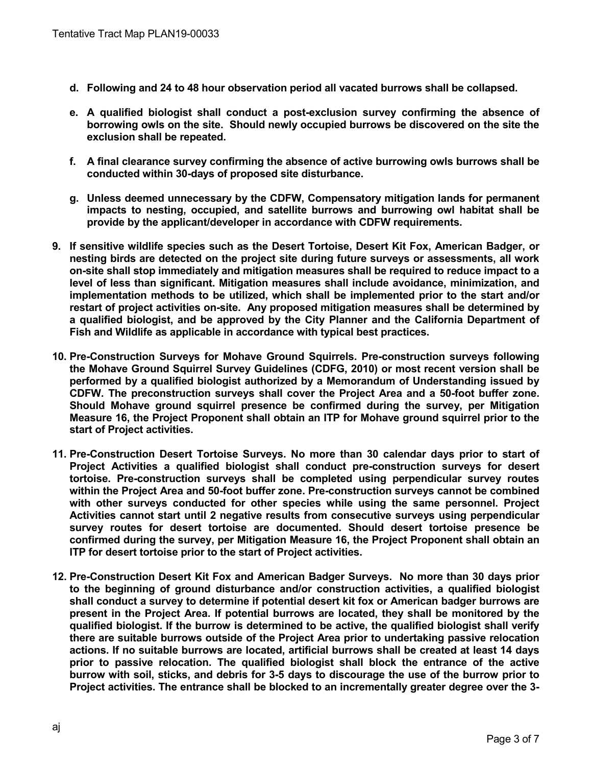**d. Following and 24 to 48 hour observation period all vacated burrows shall be collapsed.**

**e. A qualified biologist shall conduct a post-exclusion survey confirming the absence of borrowing owls on the site. Should newly occupied burrows be discovered on the site the exclusion shall be repeated.**

**f. A final clearance survey confirming the absence of active burrowing owls burrows shall be conducted within 30-days of proposed site disturbance.**

**g. Unless deemed unnecessary by the CDFW, Compensatory mitigation lands for permanent impacts to nesting, occupied, and satellite burrows and burrowing owl habitat shall be provide by the applicant/developer in accordance with CDFW requirements.**

**9. If sensitive wildlife species such as the Desert Tortoise, Desert Kit Fox, American Badger, or nesting birds are detected on the project site during future surveys or assessments, all work on-site shall stop immediately and mitigation measures shall be required to reduce impact to a level of less than significant. Mitigation measures shall include avoidance, minimization, and implementation methods to be utilized, which shall be implemented prior to the start and/or restart of project activities on-site. Any proposed mitigation measures shall be determined by a qualified biologist, and be approved by the City Planner and the California Department of Fish and Wildlife as applicable in accordance with typical best practices.**

**10. Pre-Construction Surveys for Mohave Ground Squirrels. Pre-construction surveys following the Mohave Ground Squirrel Survey Guidelines (CDFG, 2010) or most recent version shall be performed by a qualified biologist authorized by a Memorandum of Understanding issued by CDFW. The preconstruction surveys shall cover the Project Area and a 50-foot buffer zone. Should Mohave ground squirrel presence be confirmed during the survey, per Mitigation Measure 16, the Project Proponent shall obtain an ITP for Mohave ground squirrel prior to the start of Project activities.**

**11. Pre-Construction Desert Tortoise Surveys. No more than 30 calendar days prior to start of Project Activities a qualified biologist shall conduct pre-construction surveys for desert tortoise. Pre-construction surveys shall be completed using perpendicular survey routes within the Project Area and 50-foot buffer zone. Pre-construction surveys cannot be combined with other surveys conducted for other species while using the same personnel. Project Activities cannot start until 2 negative results from consecutive surveys using perpendicular survey routes for desert tortoise are documented. Should desert tortoise presence be confirmed during the survey, per Mitigation Measure 16, the Project Proponent shall obtain an ITP for desert tortoise prior to the start of Project activities.**

**12. Pre-Construction Desert Kit Fox and American Badger Surveys. No more than 30 days prior to the beginning of ground disturbance and/or construction activities, a qualified biologist shall conduct a survey to determine if potential desert kit fox or American badger burrows are present in the Project Area. If potential burrows are located, they shall be monitored by the qualified biologist. If the burrow is determined to be active, the qualified biologist shall verify there are suitable burrows outside of the Project Area prior to undertaking passive relocation actions. If no suitable burrows are located, artificial burrows shall be created at least 14 days prior to passive relocation. The qualified biologist shall block the entrance of the active burrow with soil, sticks, and debris for 3-5 days to discourage the use of the burrow prior to Project activities. The entrance shall be blocked to an incrementally greater degree over the 3-**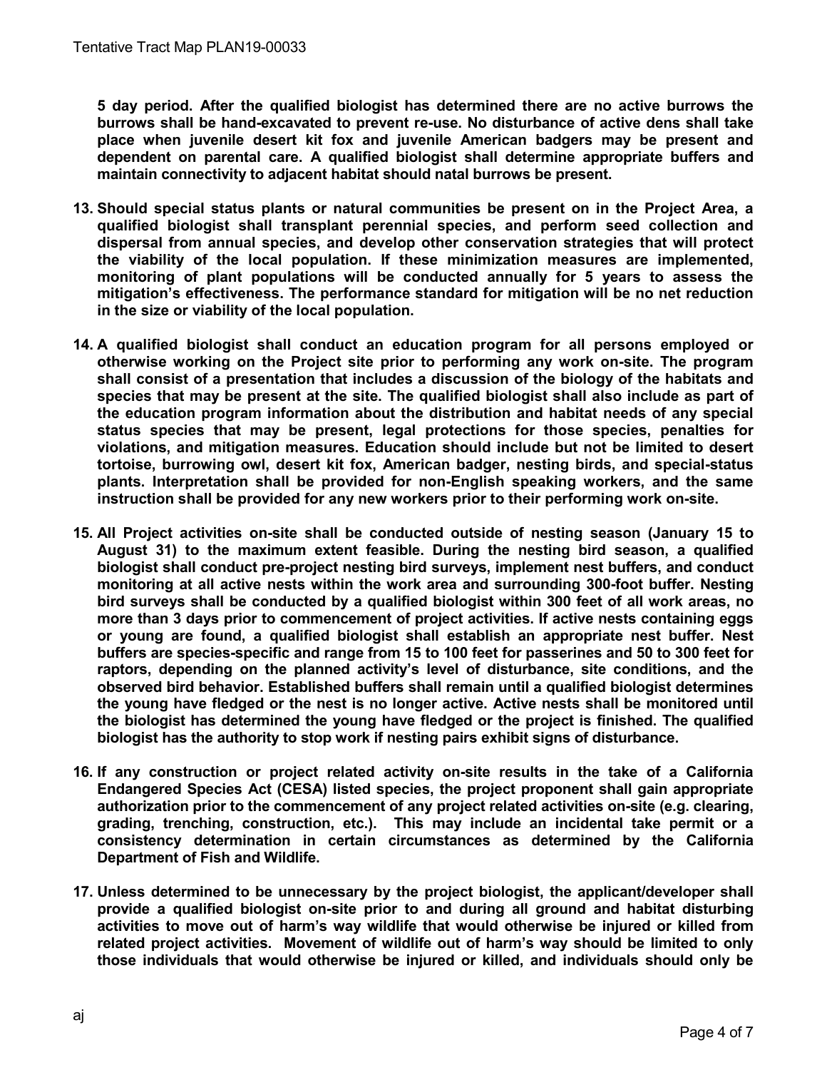**5 day period. After the qualified biologist has determined there are no active burrows the burrows shall be hand-excavated to prevent re-use. No disturbance of active dens shall take place when juvenile desert kit fox and juvenile American badgers may be present and dependent on parental care. A qualified biologist shall determine appropriate buffers and maintain connectivity to adjacent habitat should natal burrows be present.**

13. **Should special status plants or natural communities be present on in the Project Area, a qualified biologist shall transplant perennial species, and perform seed collection and dispersal from annual species, and develop other conservation strategies that will protect the viability of the local population. If these minimization measures are implemented, monitoring of plant populations will be conducted annually for 5 years to assess the mitigation's effectiveness. The performance standard for mitigation will be no net reduction in the size or viability of the local population.**

14. **A qualified biologist shall conduct an education program for all persons employed or otherwise working on the Project site prior to performing any work on-site. The program shall consist of a presentation that includes a discussion of the biology of the habitats and species that may be present at the site. The qualified biologist shall also include as part of the education program information about the distribution and habitat needs of any special status species that may be present, legal protections for those species, penalties for violations, and mitigation measures. Education should include but not be limited to desert tortoise, burrowing owl, desert kit fox, American badger, nesting birds, and special-status plants. Interpretation shall be provided for non-English speaking workers, and the same instruction shall be provided for any new workers prior to their performing work on-site.**

15. **All Project activities on-site shall be conducted outside of nesting season (January 15 to August 31) to the maximum extent feasible. During the nesting bird season, a qualified biologist shall conduct pre-project nesting bird surveys, implement nest buffers, and conduct monitoring at all active nests within the work area and surrounding 300-foot buffer. Nesting bird surveys shall be conducted by a qualified biologist within 300 feet of all work areas, no more than 3 days prior to commencement of project activities. If active nests containing eggs or young are found, a qualified biologist shall establish an appropriate nest buffer. Nest buffers are species-specific and range from 15 to 100 feet for passerines and 50 to 300 feet for raptors, depending on the planned activity's level of disturbance, site conditions, and the observed bird behavior. Established buffers shall remain until a qualified biologist determines the young have fledged or the nest is no longer active. Active nests shall be monitored until the biologist has determined the young have fledged or the project is finished. The qualified biologist has the authority to stop work if nesting pairs exhibit signs of disturbance.**

16. **If any construction or project related activity on-site results in the take of a California Endangered Species Act (CESA) listed species, the project proponent shall gain appropriate authorization prior to the commencement of any project related activities on-site (e.g. clearing, grading, trenching, construction, etc.). This may include an incidental take permit or a consistency determination in certain circumstances as determined by the California Department of Fish and Wildlife.**

17. **Unless determined to be unnecessary by the project biologist, the applicant/developer shall provide a qualified biologist on-site prior to and during all ground and habitat disturbing activities to move out of harm's way wildlife that would otherwise be injured or killed from related project activities. Movement of wildlife out of harm's way should be limited to only those individuals that would otherwise be injured or killed, and individuals should only be**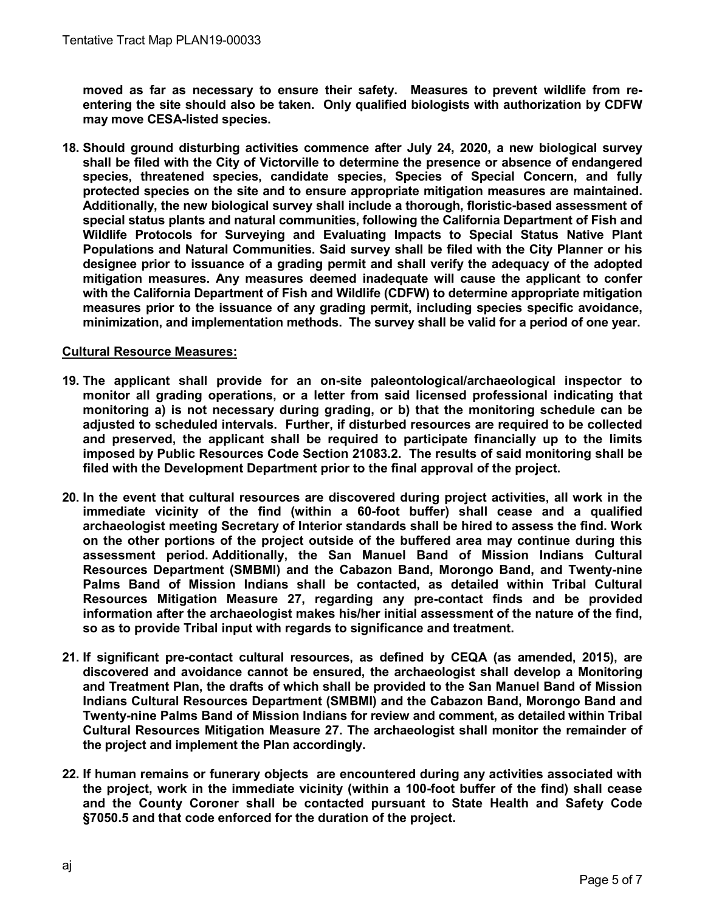**moved as far as necessary to ensure their safety. Measures to prevent wildlife from re-entering the site should also be taken. Only qualified biologists with authorization by CDFW may move CESA-listed species.**

18. **Should ground disturbing activities commence after July 24, 2020, a new biological survey shall be filed with the City of Victorville to determine the presence or absence of endangered species, threatened species, candidate species, Species of Special Concern, and fully protected species on the site and to ensure appropriate mitigation measures are maintained. Additionally, the new biological survey shall include a thorough, floristic-based assessment of special status plants and natural communities, following the California Department of Fish and Wildlife Protocols for Surveying and Evaluating Impacts to Special Status Native Plant Populations and Natural Communities. Said survey shall be filed with the City Planner or his designee prior to issuance of a grading permit and shall verify the adequacy of the adopted mitigation measures. Any measures deemed inadequate will cause the applicant to confer with the California Department of Fish and Wildlife (CDFW) to determine appropriate mitigation measures prior to the issuance of any grading permit, including species specific avoidance, minimization, and implementation methods. The survey shall be valid for a period of one year.**

**<u>Cultural Resource Measures:</u>**

19. **The applicant shall provide for an on-site paleontological/archaeological inspector to monitor all grading operations, or a letter from said licensed professional indicating that monitoring a) is not necessary during grading, or b) that the monitoring schedule can be adjusted to scheduled intervals. Further, if disturbed resources are required to be collected and preserved, the applicant shall be required to participate financially up to the limits imposed by Public Resources Code Section 21083.2. The results of said monitoring shall be filed with the Development Department prior to the final approval of the project.**

20. **In the event that cultural resources are discovered during project activities, all work in the immediate vicinity of the find (within a 60-foot buffer) shall cease and a qualified archaeologist meeting Secretary of Interior standards shall be hired to assess the find. Work on the other portions of the project outside of the buffered area may continue during this assessment period. Additionally, the San Manuel Band of Mission Indians Cultural Resources Department (SMBMI) and the Cabazon Band, Morongo Band, and Twenty-nine Palms Band of Mission Indians shall be contacted, as detailed within Tribal Cultural Resources Mitigation Measure 27, regarding any pre-contact finds and be provided information after the archaeologist makes his/her initial assessment of the nature of the find, so as to provide Tribal input with regards to significance and treatment.**

21. **If significant pre-contact cultural resources, as defined by CEQA (as amended, 2015), are discovered and avoidance cannot be ensured, the archaeologist shall develop a Monitoring and Treatment Plan, the drafts of which shall be provided to the San Manuel Band of Mission Indians Cultural Resources Department (SMBMI) and the Cabazon Band, Morongo Band and Twenty-nine Palms Band of Mission Indians for review and comment, as detailed within Tribal Cultural Resources Mitigation Measure 27. The archaeologist shall monitor the remainder of the project and implement the Plan accordingly.**

22. **If human remains or funerary objects are encountered during any activities associated with the project, work in the immediate vicinity (within a 100-foot buffer of the find) shall cease and the County Coroner shall be contacted pursuant to State Health and Safety Code §7050.5 and that code enforced for the duration of the project.**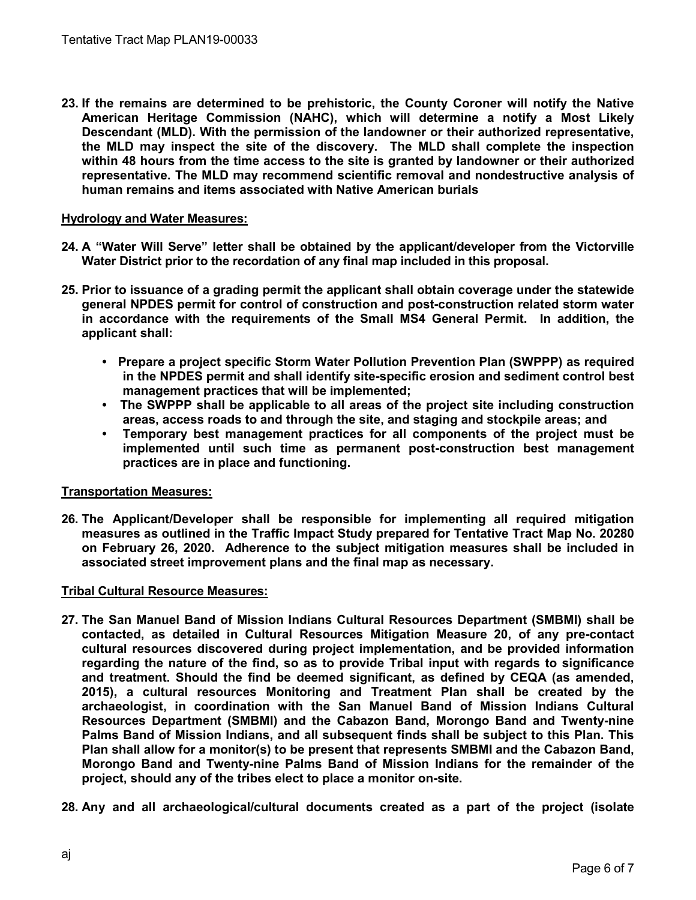**23. If the remains are determined to be prehistoric, the County Coroner will notify the Native American Heritage Commission (NAHC), which will determine a notify a Most Likely Descendant (MLD). With the permission of the landowner or their authorized representative, the MLD may inspect the site of the discovery. The MLD shall complete the inspection within 48 hours from the time access to the site is granted by landowner or their authorized representative. The MLD may recommend scientific removal and nondestructive analysis of human remains and items associated with Native American burials**

**Hydrology and Water Measures:**

**24. A "Water Will Serve" letter shall be obtained by the applicant/developer from the Victorville Water District prior to the recordation of any final map included in this proposal.**

**25. Prior to issuance of a grading permit the applicant shall obtain coverage under the statewide general NPDES permit for control of construction and post-construction related storm water in accordance with the requirements of the Small MS4 General Permit. In addition, the applicant shall:**

- **Prepare a project specific Storm Water Pollution Prevention Plan (SWPPP) as required in the NPDES permit and shall identify site-specific erosion and sediment control best management practices that will be implemented;**
- **The SWPPP shall be applicable to all areas of the project site including construction areas, access roads to and through the site, and staging and stockpile areas; and**
- **Temporary best management practices for all components of the project must be implemented until such time as permanent post-construction best management practices are in place and functioning.**

**Transportation Measures:**

**26. The Applicant/Developer shall be responsible for implementing all required mitigation measures as outlined in the Traffic Impact Study prepared for Tentative Tract Map No. 20280 on February 26, 2020. Adherence to the subject mitigation measures shall be included in associated street improvement plans and the final map as necessary.**

**Tribal Cultural Resource Measures:**

**27. The San Manuel Band of Mission Indians Cultural Resources Department (SMBMI) shall be contacted, as detailed in Cultural Resources Mitigation Measure 20, of any pre-contact cultural resources discovered during project implementation, and be provided information regarding the nature of the find, so as to provide Tribal input with regards to significance and treatment. Should the find be deemed significant, as defined by CEQA (as amended, 2015), a cultural resources Monitoring and Treatment Plan shall be created by the archaeologist, in coordination with the San Manuel Band of Mission Indians Cultural Resources Department (SMBMI) and the Cabazon Band, Morongo Band and Twenty-nine Palms Band of Mission Indians, and all subsequent finds shall be subject to this Plan. This Plan shall allow for a monitor(s) to be present that represents SMBMI and the Cabazon Band, Morongo Band and Twenty-nine Palms Band of Mission Indians for the remainder of the project, should any of the tribes elect to place a monitor on-site.**

**28. Any and all archaeological/cultural documents created as a part of the project (isolate**

aj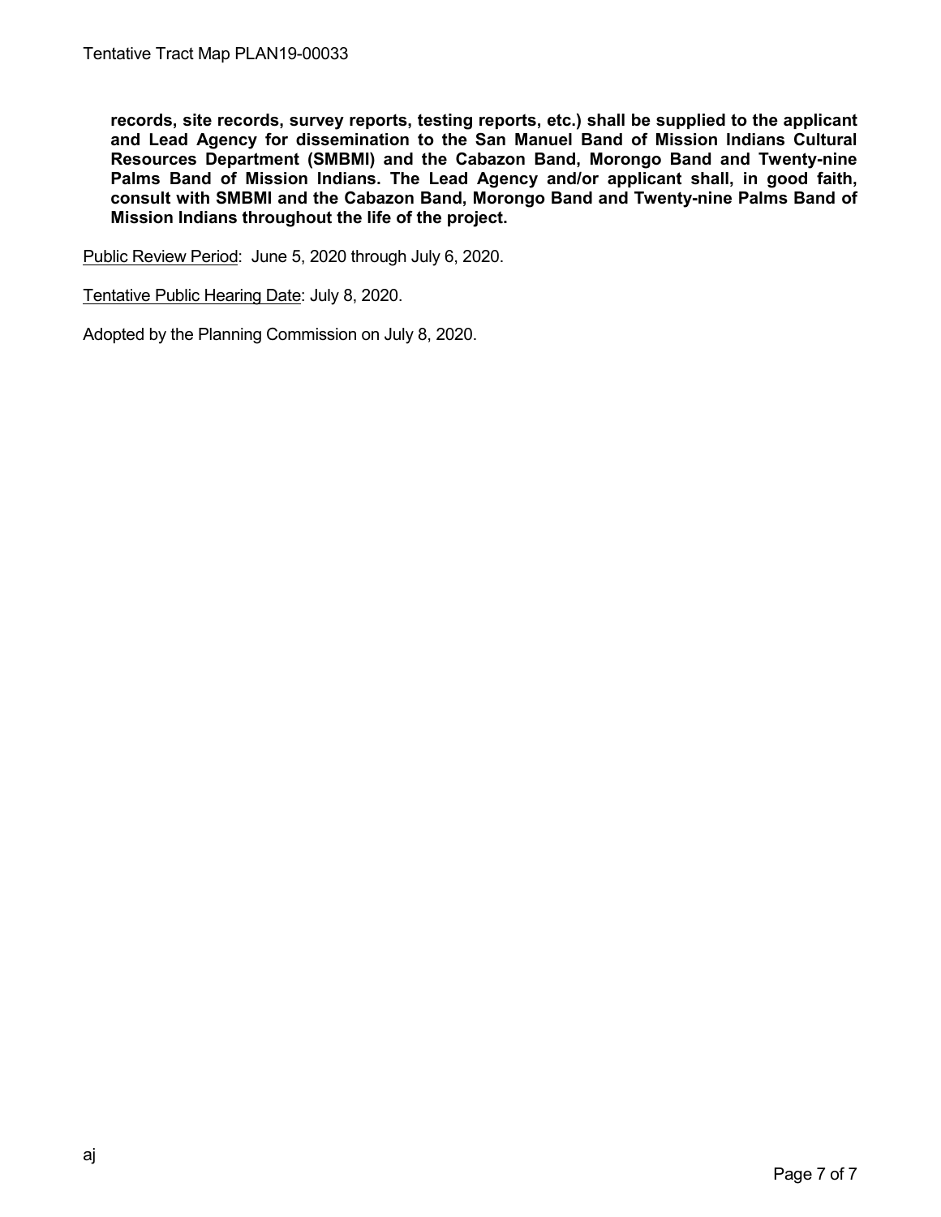**records, site records, survey reports, testing reports, etc.) shall be supplied to the applicant and Lead Agency for dissemination to the San Manuel Band of Mission Indians Cultural Resources Department (SMBMI) and the Cabazon Band, Morongo Band and Twenty-nine Palms Band of Mission Indians. The Lead Agency and/or applicant shall, in good faith, consult with SMBMI and the Cabazon Band, Morongo Band and Twenty-nine Palms Band of Mission Indians throughout the life of the project.**

Public Review Period: June 5, 2020 through July 6, 2020.

Tentative Public Hearing Date: July 8, 2020.

Adopted by the Planning Commission on July 8, 2020.

aj